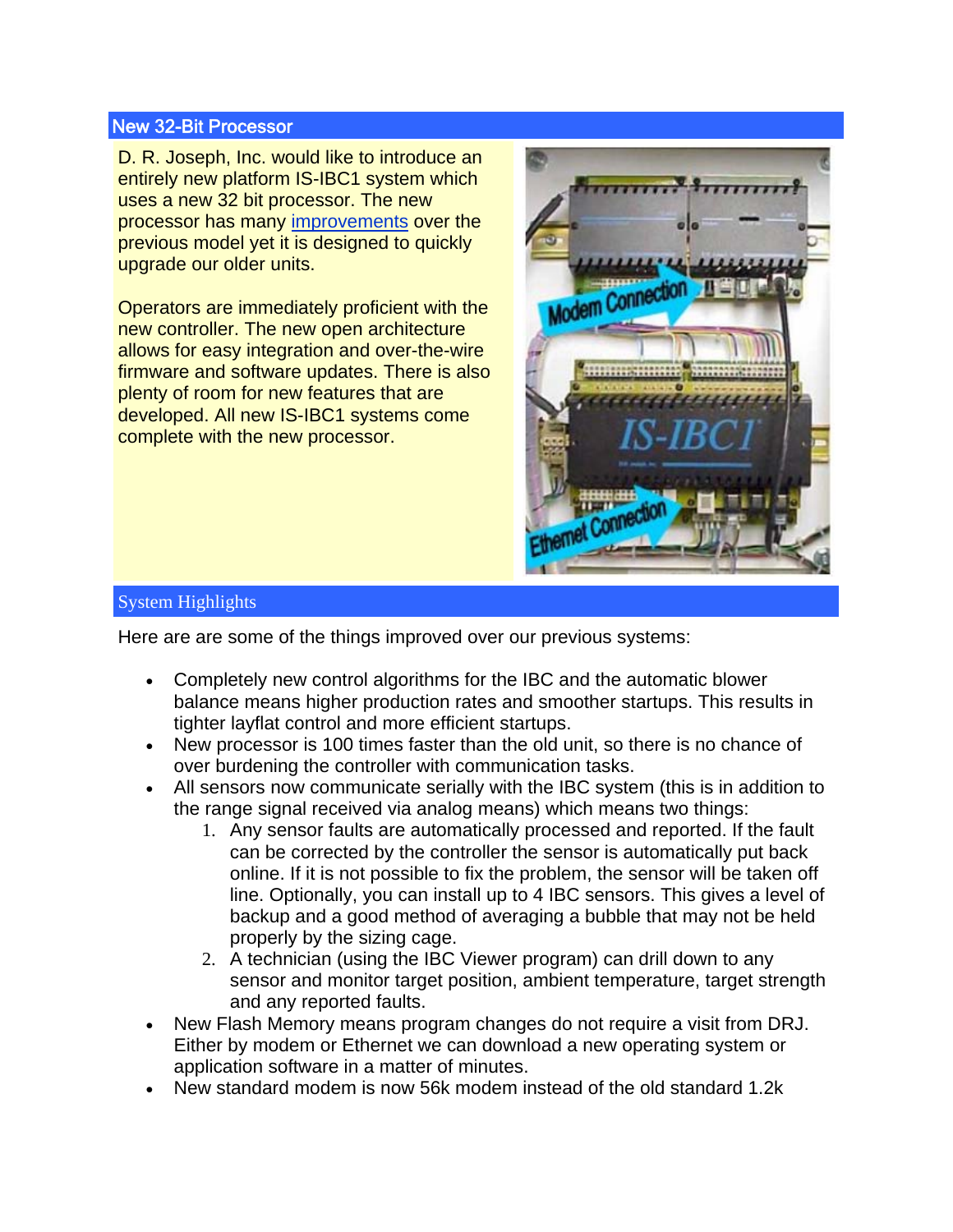## New 32-Bit Processor

D. R. Joseph, Inc. would like to introduce an entirely new platform IS-IBC1 system which uses a new 32 bit processor. The new processor has many improvements over the previous model yet it is designed to quickly upgrade our older units.

Operators are immediately proficient with the new controller. The new open architecture allows for easy integration and over-the-wire firmware and software updates. There is also plenty of room for new features that are developed. All new IS-IBC1 systems come complete with the new processor.

## System Highlights

Here are are some of the things improved over our previous systems:

- Completely new control algorithms for the IBC and the automatic blower balance means higher production rates and smoother startups. This results in tighter layflat control and more efficient startups.
- New processor is 100 times faster than the old unit, so there is no chance of over burdening the controller with communication tasks.
- All sensors now communicate serially with the IBC system (this is in addition to the range signal received via analog means) which means two things:
  1. Any sensor faults are automatically processed and reported. If the fault can be corrected by the controller the sensor is automatically put back online. If it is not possible to fix the problem, the sensor will be taken off line. Optionally, you can install up to 4 IBC sensors. This gives a level of backup and a good method of averaging a bubble that may not be held properly by the sizing cage.
  2. A technician (using the IBC Viewer program) can drill down to any sensor and monitor target position, ambient temperature, target strength and any reported faults.
- New Flash Memory means program changes do not require a visit from DRJ. Either by modem or Ethernet we can download a new operating system or application software in a matter of minutes.
- New standard modem is now 56k modem instead of the old standard 1.2k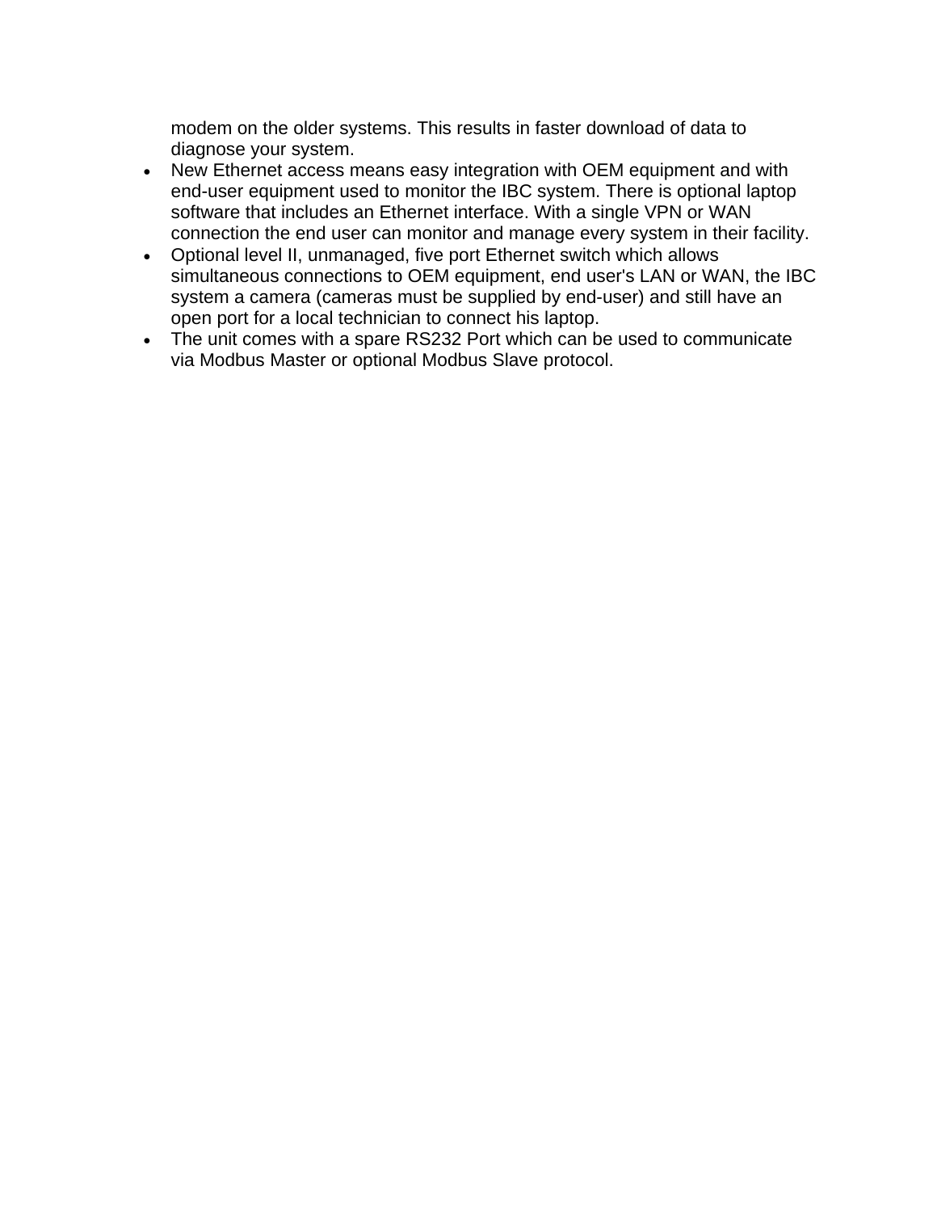modem on the older systems. This results in faster download of data to diagnose your system.

- New Ethernet access means easy integration with OEM equipment and with end-user equipment used to monitor the IBC system. There is optional laptop software that includes an Ethernet interface. With a single VPN or WAN connection the end user can monitor and manage every system in their facility.
- Optional level II, unmanaged, five port Ethernet switch which allows simultaneous connections to OEM equipment, end user's LAN or WAN, the IBC system a camera (cameras must be supplied by end-user) and still have an open port for a local technician to connect his laptop.
- The unit comes with a spare RS232 Port which can be used to communicate via Modbus Master or optional Modbus Slave protocol.